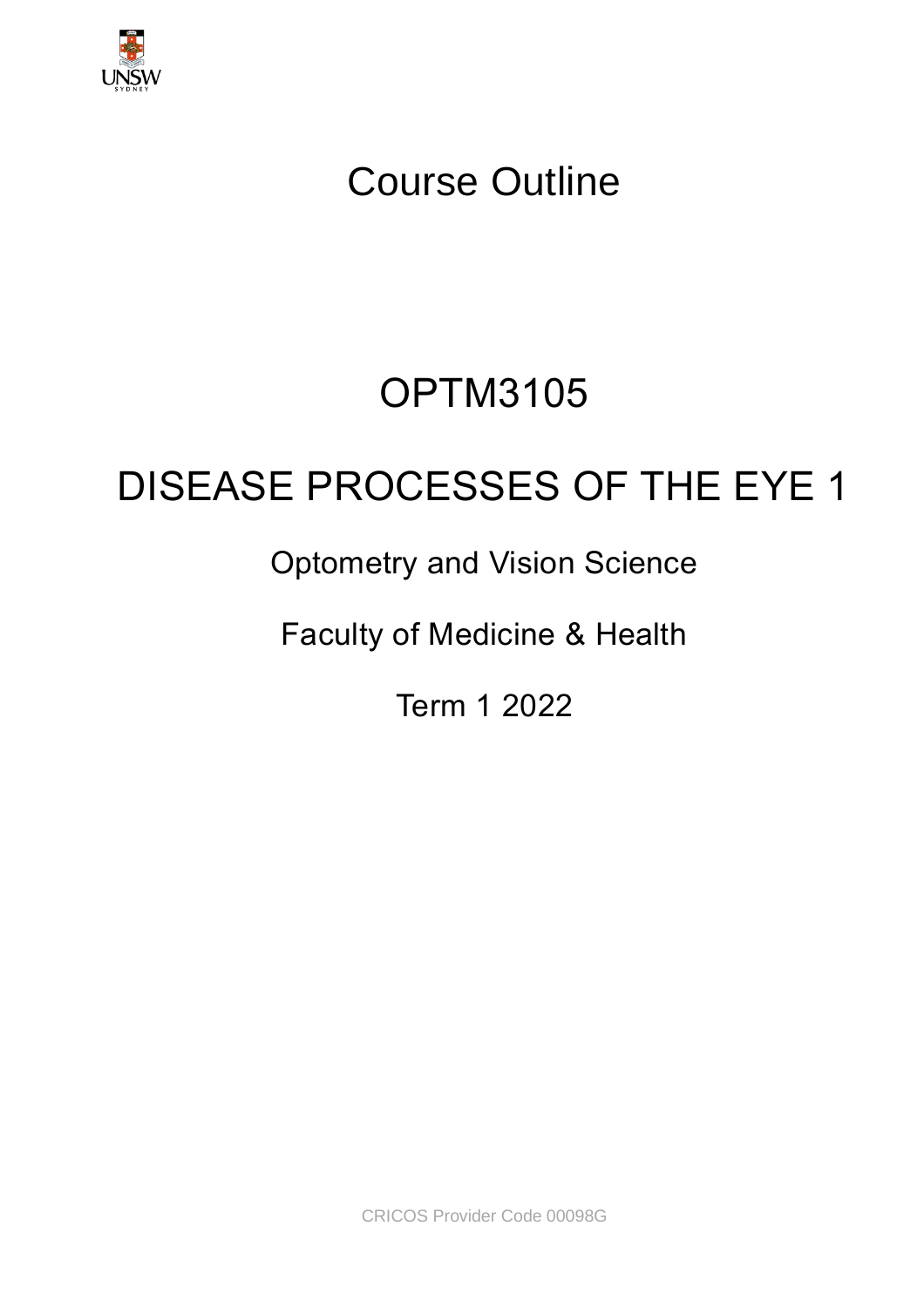# Course Outline

# OPTM3105

# DISEASE PROCESSES OF THE EYE 1

Optometry and Vision Science

Faculty of Medicine & Health

Term 1 2022

CRICOS Provider Code 00098G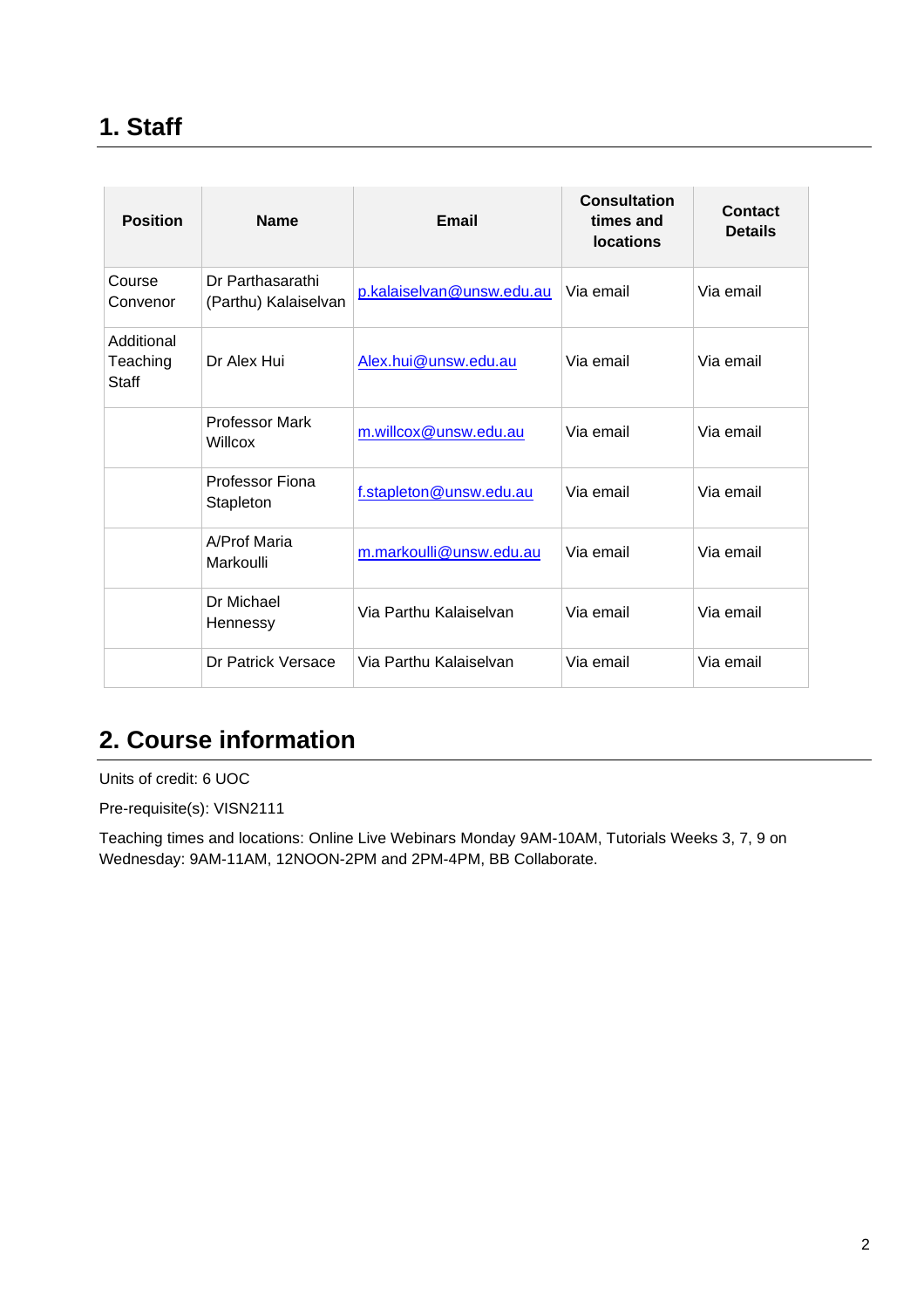## 1. Staff

| Position | Name | Email | Consultation times and locations | Contact Details |
|---|---|---|---|---|
| Course Convenor | Dr Parthasarathi (Parthu) Kalaiselvan | p.kalaiselvan@unsw.edu.au | Via email | Via email |
| Additional Teaching Staff | Dr Alex Hui | Alex.hui@unsw.edu.au | Via email | Via email |
| | Professor Mark Willcox | m.willcox@unsw.edu.au | Via email | Via email |
| | Professor Fiona Stapleton | f.stapleton@unsw.edu.au | Via email | Via email |
| | A/Prof Maria Markoulli | m.markoulli@unsw.edu.au | Via email | Via email |
| | Dr Michael Hennessy | Via Parthu Kalaiselvan | Via email | Via email |
| | Dr Patrick Versace | Via Parthu Kalaiselvan | Via email | Via email |

## 2. Course information

Units of credit: 6 UOC

Pre-requisite(s): VISN2111

Teaching times and locations: Online Live Webinars Monday 9AM-10AM, Tutorials Weeks 3, 7, 9 on Wednesday: 9AM-11AM, 12NOON-2PM and 2PM-4PM, BB Collaborate.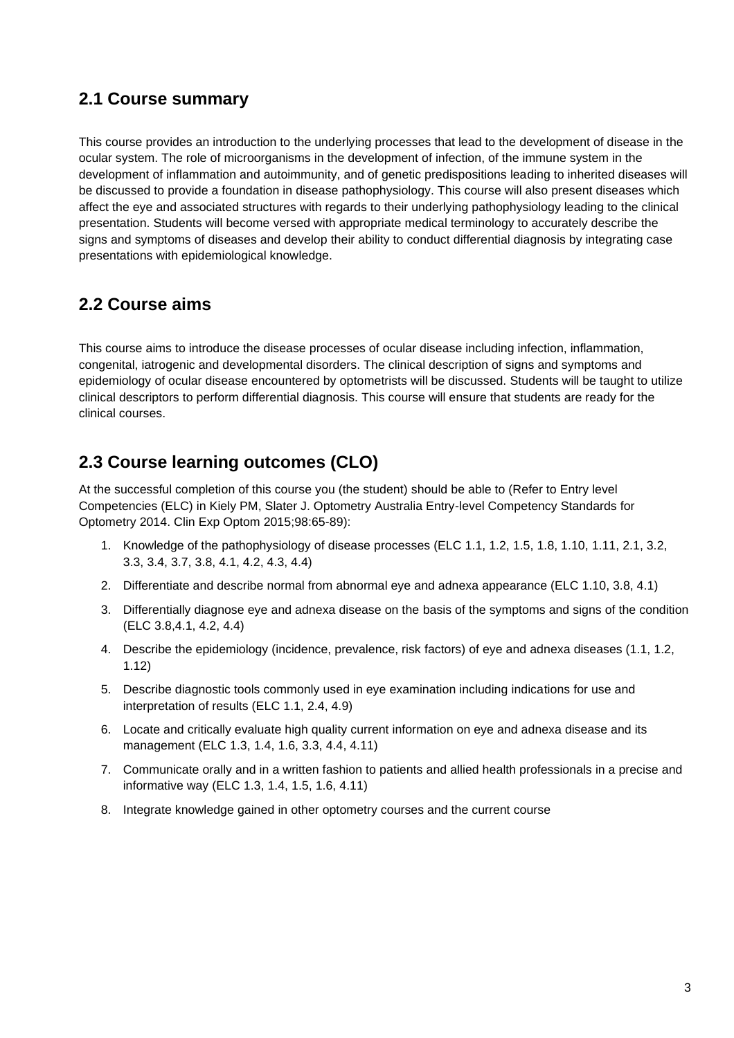## 2.1 Course summary

This course provides an introduction to the underlying processes that lead to the development of disease in the ocular system. The role of microorganisms in the development of infection, of the immune system in the development of inflammation and autoimmunity, and of genetic predispositions leading to inherited diseases will be discussed to provide a foundation in disease pathophysiology. This course will also present diseases which affect the eye and associated structures with regards to their underlying pathophysiology leading to the clinical presentation. Students will become versed with appropriate medical terminology to accurately describe the signs and symptoms of diseases and develop their ability to conduct differential diagnosis by integrating case presentations with epidemiological knowledge.

## 2.2 Course aims

This course aims to introduce the disease processes of ocular disease including infection, inflammation, congenital, iatrogenic and developmental disorders. The clinical description of signs and symptoms and epidemiology of ocular disease encountered by optometrists will be discussed. Students will be taught to utilize clinical descriptors to perform differential diagnosis. This course will ensure that students are ready for the clinical courses.

## 2.3 Course learning outcomes (CLO)

At the successful completion of this course you (the student) should be able to (Refer to Entry level Competencies (ELC) in Kiely PM, Slater J. Optometry Australia Entry-level Competency Standards for Optometry 2014. Clin Exp Optom 2015;98:65-89):

1. Knowledge of the pathophysiology of disease processes (ELC 1.1, 1.2, 1.5, 1.8, 1.10, 1.11, 2.1, 3.2, 3.3, 3.4, 3.7, 3.8, 4.1, 4.2, 4.3, 4.4)
2. Differentiate and describe normal from abnormal eye and adnexa appearance (ELC 1.10, 3.8, 4.1)
3. Differentially diagnose eye and adnexa disease on the basis of the symptoms and signs of the condition (ELC 3.8,4.1, 4.2, 4.4)
4. Describe the epidemiology (incidence, prevalence, risk factors) of eye and adnexa diseases (1.1, 1.2, 1.12)
5. Describe diagnostic tools commonly used in eye examination including indications for use and interpretation of results (ELC 1.1, 2.4, 4.9)
6. Locate and critically evaluate high quality current information on eye and adnexa disease and its management (ELC 1.3, 1.4, 1.6, 3.3, 4.4, 4.11)
7. Communicate orally and in a written fashion to patients and allied health professionals in a precise and informative way (ELC 1.3, 1.4, 1.5, 1.6, 4.11)
8. Integrate knowledge gained in other optometry courses and the current course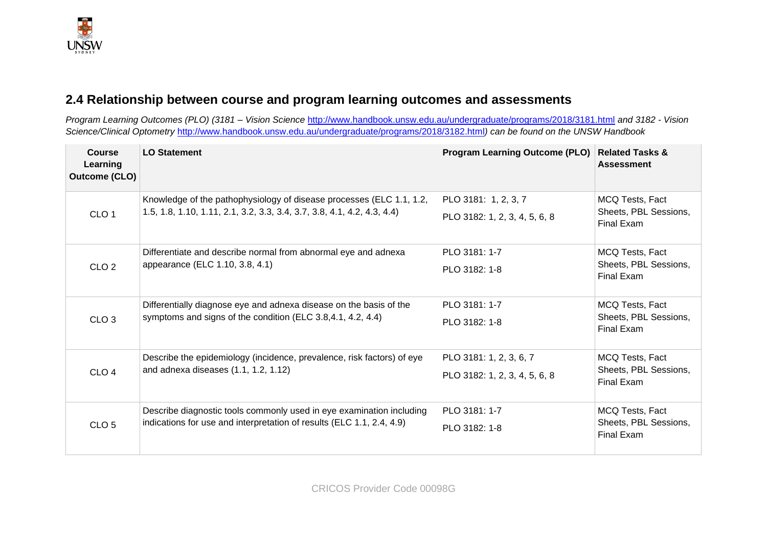## 2.4 Relationship between course and program learning outcomes and assessments

*Program Learning Outcomes (PLO) (3181 – Vision Science* http://www.handbook.unsw.edu.au/undergraduate/programs/2018/3181.html *and 3182 - Vision Science/Clinical Optometry* http://www.handbook.unsw.edu.au/undergraduate/programs/2018/3182.html*) can be found on the UNSW Handbook*

| Course Learning Outcome (CLO) | LO Statement | Program Learning Outcome (PLO) | Related Tasks & Assessment |
|---|---|---|---|
| CLO 1 | Knowledge of the pathophysiology of disease processes (ELC 1.1, 1.2, 1.5, 1.8, 1.10, 1.11, 2.1, 3.2, 3.3, 3.4, 3.7, 3.8, 4.1, 4.2, 4.3, 4.4) | PLO 3181: 1, 2, 3, 7<br>PLO 3182: 1, 2, 3, 4, 5, 6, 8 | MCQ Tests, Fact Sheets, PBL Sessions, Final Exam |
| CLO 2 | Differentiate and describe normal from abnormal eye and adnexa appearance (ELC 1.10, 3.8, 4.1) | PLO 3181: 1-7<br>PLO 3182: 1-8 | MCQ Tests, Fact Sheets, PBL Sessions, Final Exam |
| CLO 3 | Differentially diagnose eye and adnexa disease on the basis of the symptoms and signs of the condition (ELC 3.8,4.1, 4.2, 4.4) | PLO 3181: 1-7<br>PLO 3182: 1-8 | MCQ Tests, Fact Sheets, PBL Sessions, Final Exam |
| CLO 4 | Describe the epidemiology (incidence, prevalence, risk factors) of eye and adnexa diseases (1.1, 1.2, 1.12) | PLO 3181: 1, 2, 3, 6, 7<br>PLO 3182: 1, 2, 3, 4, 5, 6, 8 | MCQ Tests, Fact Sheets, PBL Sessions, Final Exam |
| CLO 5 | Describe diagnostic tools commonly used in eye examination including indications for use and interpretation of results (ELC 1.1, 2.4, 4.9) | PLO 3181: 1-7<br>PLO 3182: 1-8 | MCQ Tests, Fact Sheets, PBL Sessions, Final Exam |

CRICOS Provider Code 00098G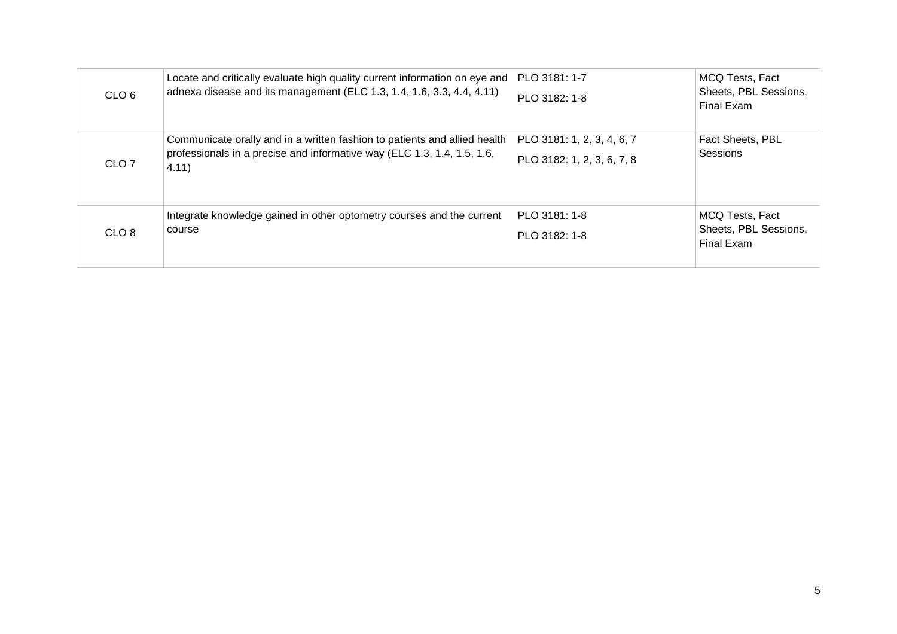| | | | |
|---|---|---|---|
| CLO 6 | Locate and critically evaluate high quality current information on eye and adnexa disease and its management (ELC 1.3, 1.4, 1.6, 3.3, 4.4, 4.11) | PLO 3181: 1-7<br>PLO 3182: 1-8 | MCQ Tests, Fact Sheets, PBL Sessions, Final Exam |
| CLO 7 | Communicate orally and in a written fashion to patients and allied health professionals in a precise and informative way (ELC 1.3, 1.4, 1.5, 1.6, 4.11) | PLO 3181: 1, 2, 3, 4, 6, 7<br>PLO 3182: 1, 2, 3, 6, 7, 8 | Fact Sheets, PBL Sessions |
| CLO 8 | Integrate knowledge gained in other optometry courses and the current course | PLO 3181: 1-8<br>PLO 3182: 1-8 | MCQ Tests, Fact Sheets, PBL Sessions, Final Exam |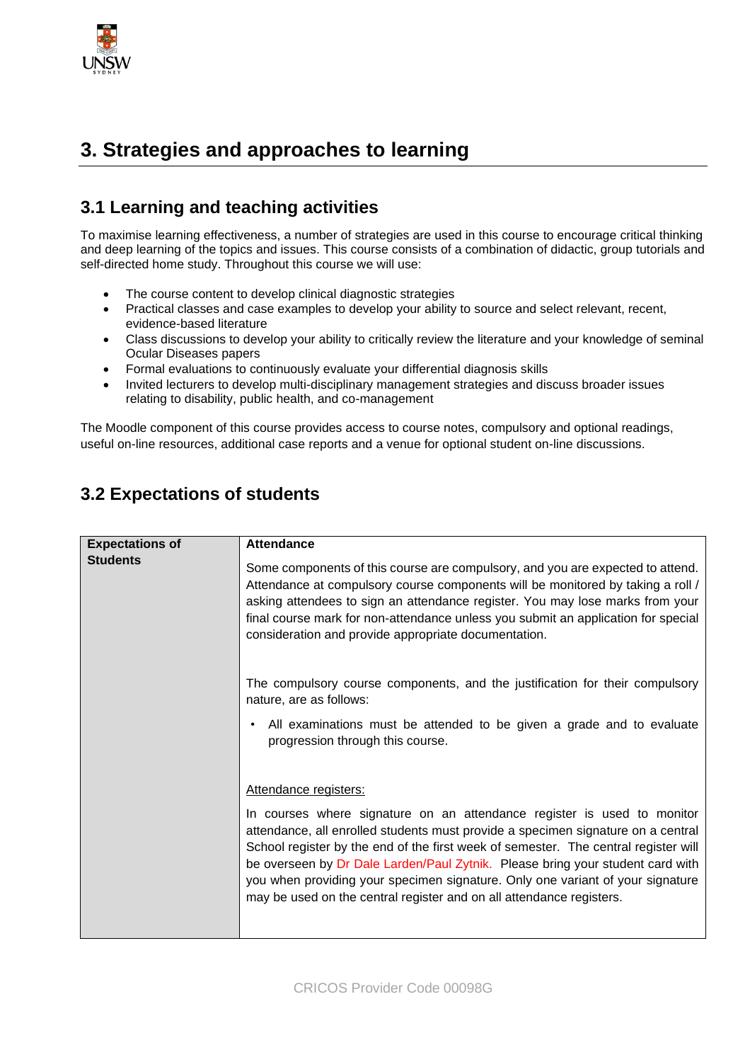# 3. Strategies and approaches to learning

## 3.1 Learning and teaching activities

To maximise learning effectiveness, a number of strategies are used in this course to encourage critical thinking and deep learning of the topics and issues. This course consists of a combination of didactic, group tutorials and self-directed home study. Throughout this course we will use:

- The course content to develop clinical diagnostic strategies
- Practical classes and case examples to develop your ability to source and select relevant, recent, evidence-based literature
- Class discussions to develop your ability to critically review the literature and your knowledge of seminal Ocular Diseases papers
- Formal evaluations to continuously evaluate your differential diagnosis skills
- Invited lecturers to develop multi-disciplinary management strategies and discuss broader issues relating to disability, public health, and co-management

The Moodle component of this course provides access to course notes, compulsory and optional readings, useful on-line resources, additional case reports and a venue for optional student on-line discussions.

## 3.2 Expectations of students

| **Expectations of Students** | **Attendance**<br><br>Some components of this course are compulsory, and you are expected to attend. Attendance at compulsory course components will be monitored by taking a roll / asking attendees to sign an attendance register. You may lose marks from your final course mark for non-attendance unless you submit an application for special consideration and provide appropriate documentation.<br><br>The compulsory course components, and the justification for their compulsory nature, are as follows:<br><br>• All examinations must be attended to be given a grade and to evaluate progression through this course.<br><br><u>Attendance registers:</u><br><br>In courses where signature on an attendance register is used to monitor attendance, all enrolled students must provide a specimen signature on a central School register by the end of the first week of semester. The central register will be overseen by Dr Dale Larden/Paul Zytnik. Please bring your student card with you when providing your specimen signature. Only one variant of your signature may be used on the central register and on all attendance registers. |
|---|---|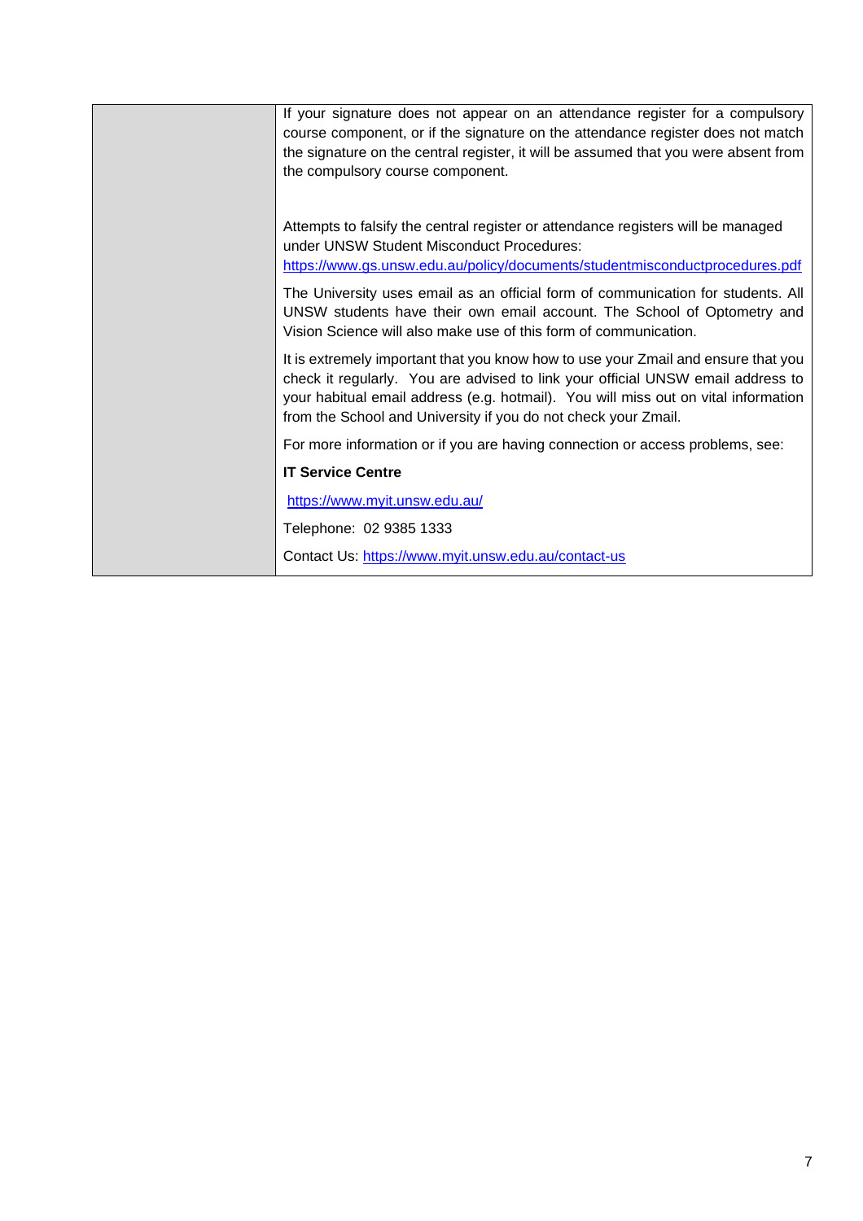If your signature does not appear on an attendance register for a compulsory course component, or if the signature on the attendance register does not match the signature on the central register, it will be assumed that you were absent from the compulsory course component.

Attempts to falsify the central register or attendance registers will be managed under UNSW Student Misconduct Procedures: https://www.gs.unsw.edu.au/policy/documents/studentmisconductprocedures.pdf

The University uses email as an official form of communication for students. All UNSW students have their own email account. The School of Optometry and Vision Science will also make use of this form of communication.

It is extremely important that you know how to use your Zmail and ensure that you check it regularly. You are advised to link your official UNSW email address to your habitual email address (e.g. hotmail). You will miss out on vital information from the School and University if you do not check your Zmail.

For more information or if you are having connection or access problems, see:

**IT Service Centre**

https://www.myit.unsw.edu.au/

Telephone: 02 9385 1333

Contact Us: https://www.myit.unsw.edu.au/contact-us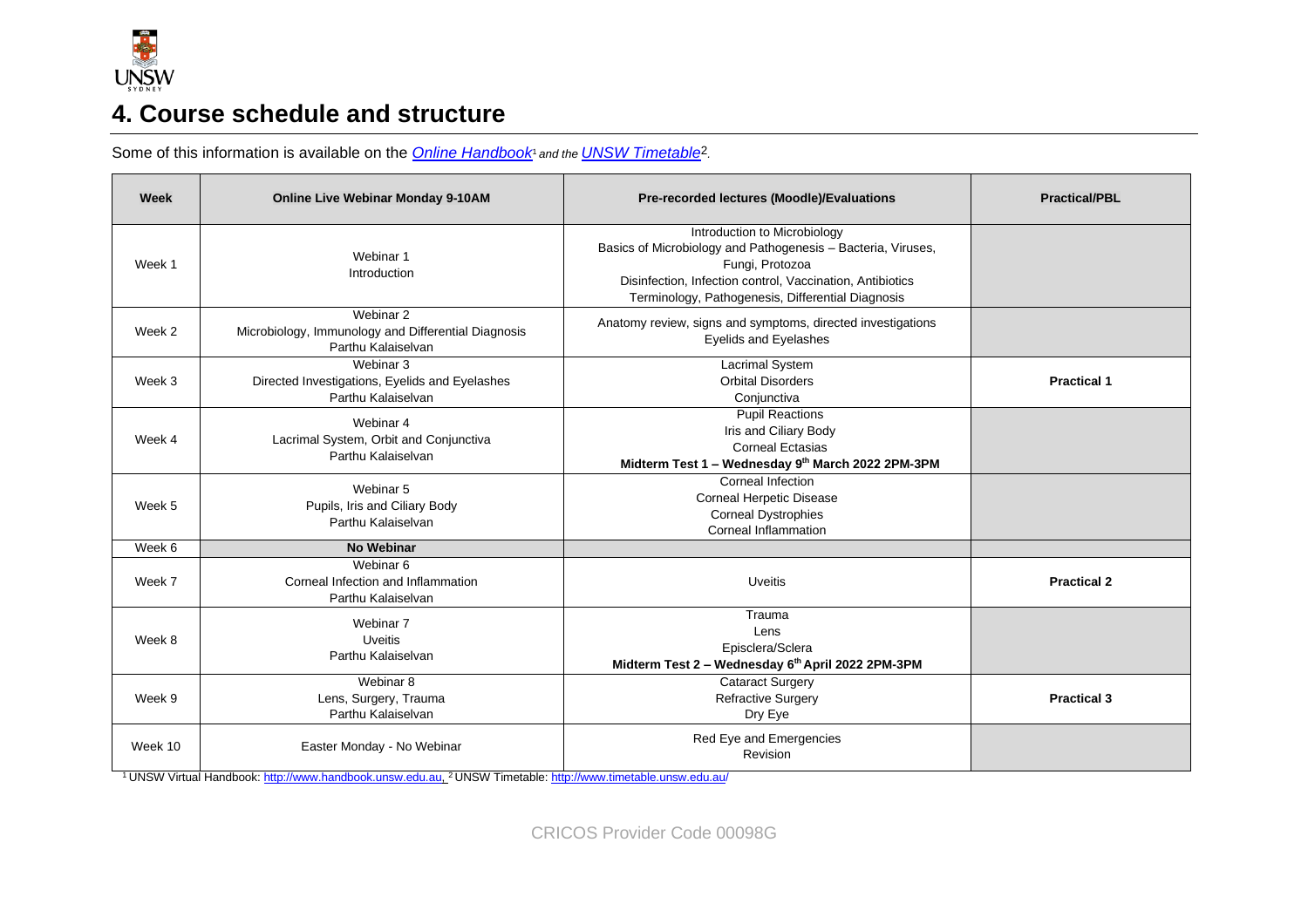# 4. Course schedule and structure

Some of this information is available on the *Online Handbook*[1] *and the* *UNSW Timetable*[2].

| Week | Online Live Webinar Monday 9-10AM | Pre-recorded lectures (Moodle)/Evaluations | Practical/PBL |
|---|---|---|---|
| Week 1 | Webinar 1<br>Introduction | Introduction to Microbiology<br>Basics of Microbiology and Pathogenesis – Bacteria, Viruses, Fungi, Protozoa<br>Disinfection, Infection control, Vaccination, Antibiotics<br>Terminology, Pathogenesis, Differential Diagnosis | |
| Week 2 | Webinar 2<br>Microbiology, Immunology and Differential Diagnosis<br>Parthu Kalaiselvan | Anatomy review, signs and symptoms, directed investigations<br>Eyelids and Eyelashes | |
| Week 3 | Webinar 3<br>Directed Investigations, Eyelids and Eyelashes<br>Parthu Kalaiselvan | Lacrimal System<br>Orbital Disorders<br>Conjunctiva | **Practical 1** |
| Week 4 | Webinar 4<br>Lacrimal System, Orbit and Conjunctiva<br>Parthu Kalaiselvan | Pupil Reactions<br>Iris and Ciliary Body<br>Corneal Ectasias<br>**Midterm Test 1 – Wednesday 9th March 2022 2PM-3PM** | |
| Week 5 | Webinar 5<br>Pupils, Iris and Ciliary Body<br>Parthu Kalaiselvan | Corneal Infection<br>Corneal Herpetic Disease<br>Corneal Dystrophies<br>Corneal Inflammation | |
| Week 6 | **No Webinar** | | |
| Week 7 | Webinar 6<br>Corneal Infection and Inflammation<br>Parthu Kalaiselvan | Uveitis | **Practical 2** |
| Week 8 | Webinar 7<br>Uveitis<br>Parthu Kalaiselvan | Trauma<br>Lens<br>Episclera/Sclera<br>**Midterm Test 2 – Wednesday 6th April 2022 2PM-3PM** | |
| Week 9 | Webinar 8<br>Lens, Surgery, Trauma<br>Parthu Kalaiselvan | Cataract Surgery<br>Refractive Surgery<br>Dry Eye | **Practical 3** |
| Week 10 | Easter Monday - No Webinar | Red Eye and Emergencies<br>Revision | |

[1] UNSW Virtual Handbook: http://www.handbook.unsw.edu.au, [2] UNSW Timetable: http://www.timetable.unsw.edu.au/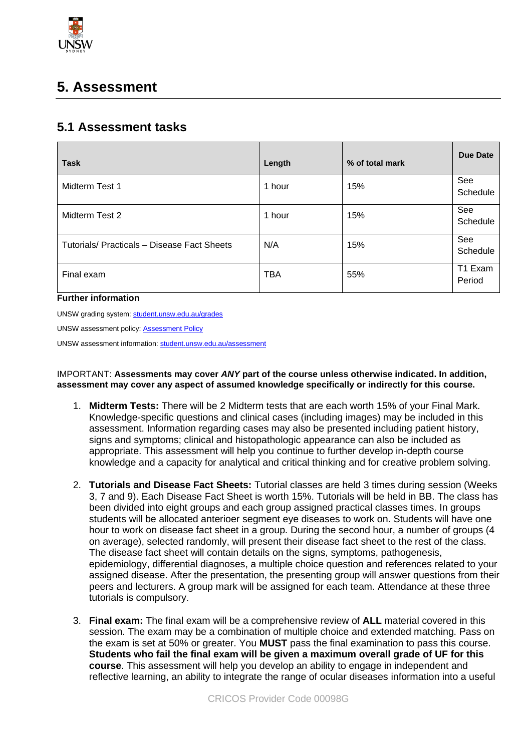# 5. Assessment

## 5.1 Assessment tasks

| Task | Length | % of total mark | Due Date |
|---|---|---|---|
| Midterm Test 1 | 1 hour | 15% | See Schedule |
| Midterm Test 2 | 1 hour | 15% | See Schedule |
| Tutorials/ Practicals – Disease Fact Sheets | N/A | 15% | See Schedule |
| Final exam | TBA | 55% | T1 Exam Period |

**Further information**

UNSW grading system: student.unsw.edu.au/grades

UNSW assessment policy: Assessment Policy

UNSW assessment information: student.unsw.edu.au/assessment

IMPORTANT: **Assessments may cover *ANY* part of the course unless otherwise indicated. In addition, assessment may cover any aspect of assumed knowledge specifically or indirectly for this course.**

1. **Midterm Tests:** There will be 2 Midterm tests that are each worth 15% of your Final Mark. Knowledge-specific questions and clinical cases (including images) may be included in this assessment. Information regarding cases may also be presented including patient history, signs and symptoms; clinical and histopathologic appearance can also be included as appropriate. This assessment will help you continue to further develop in-depth course knowledge and a capacity for analytical and critical thinking and for creative problem solving.

2. **Tutorials and Disease Fact Sheets:** Tutorial classes are held 3 times during session (Weeks 3, 7 and 9). Each Disease Fact Sheet is worth 15%. Tutorials will be held in BB. The class has been divided into eight groups and each group assigned practical classes times. In groups students will be allocated anterioer segment eye diseases to work on. Students will have one hour to work on disease fact sheet in a group. During the second hour, a number of groups (4 on average), selected randomly, will present their disease fact sheet to the rest of the class. The disease fact sheet will contain details on the signs, symptoms, pathogenesis, epidemiology, differential diagnoses, a multiple choice question and references related to your assigned disease. After the presentation, the presenting group will answer questions from their peers and lecturers. A group mark will be assigned for each team. Attendance at these three tutorials is compulsory.

3. **Final exam:** The final exam will be a comprehensive review of **ALL** material covered in this session. The exam may be a combination of multiple choice and extended matching. Pass on the exam is set at 50% or greater. You **MUST** pass the final examination to pass this course. **Students who fail the final exam will be given a maximum overall grade of UF for this course**. This assessment will help you develop an ability to engage in independent and reflective learning, an ability to integrate the range of ocular diseases information into a useful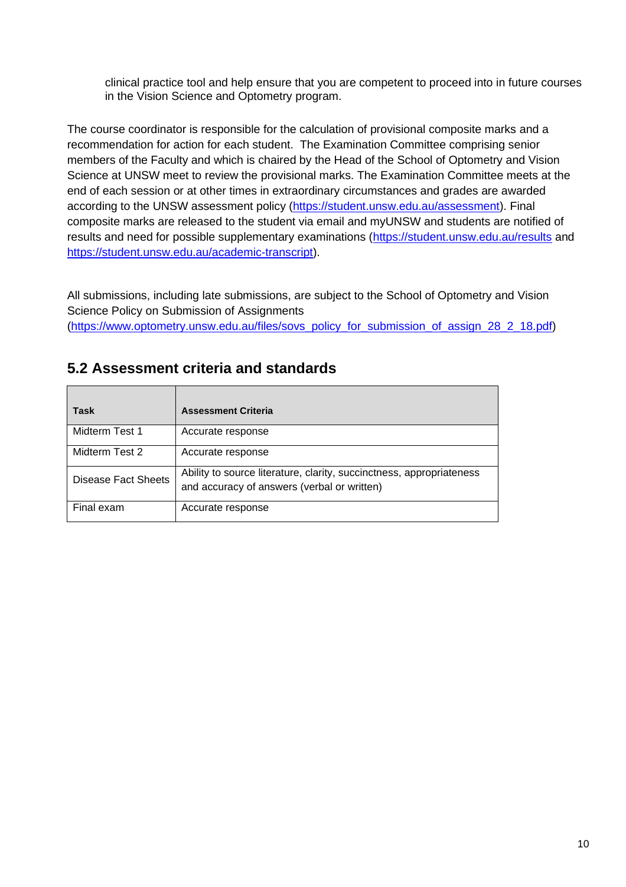clinical practice tool and help ensure that you are competent to proceed into in future courses in the Vision Science and Optometry program.

The course coordinator is responsible for the calculation of provisional composite marks and a recommendation for action for each student. The Examination Committee comprising senior members of the Faculty and which is chaired by the Head of the School of Optometry and Vision Science at UNSW meet to review the provisional marks. The Examination Committee meets at the end of each session or at other times in extraordinary circumstances and grades are awarded according to the UNSW assessment policy (https://student.unsw.edu.au/assessment). Final composite marks are released to the student via email and myUNSW and students are notified of results and need for possible supplementary examinations (https://student.unsw.edu.au/results and https://student.unsw.edu.au/academic-transcript).

All submissions, including late submissions, are subject to the School of Optometry and Vision Science Policy on Submission of Assignments (https://www.optometry.unsw.edu.au/files/sovs_policy_for_submission_of_assign_28_2_18.pdf)

## 5.2 Assessment criteria and standards

| Task | Assessment Criteria |
|---|---|
| Midterm Test 1 | Accurate response |
| Midterm Test 2 | Accurate response |
| Disease Fact Sheets | Ability to source literature, clarity, succinctness, appropriateness and accuracy of answers (verbal or written) |
| Final exam | Accurate response |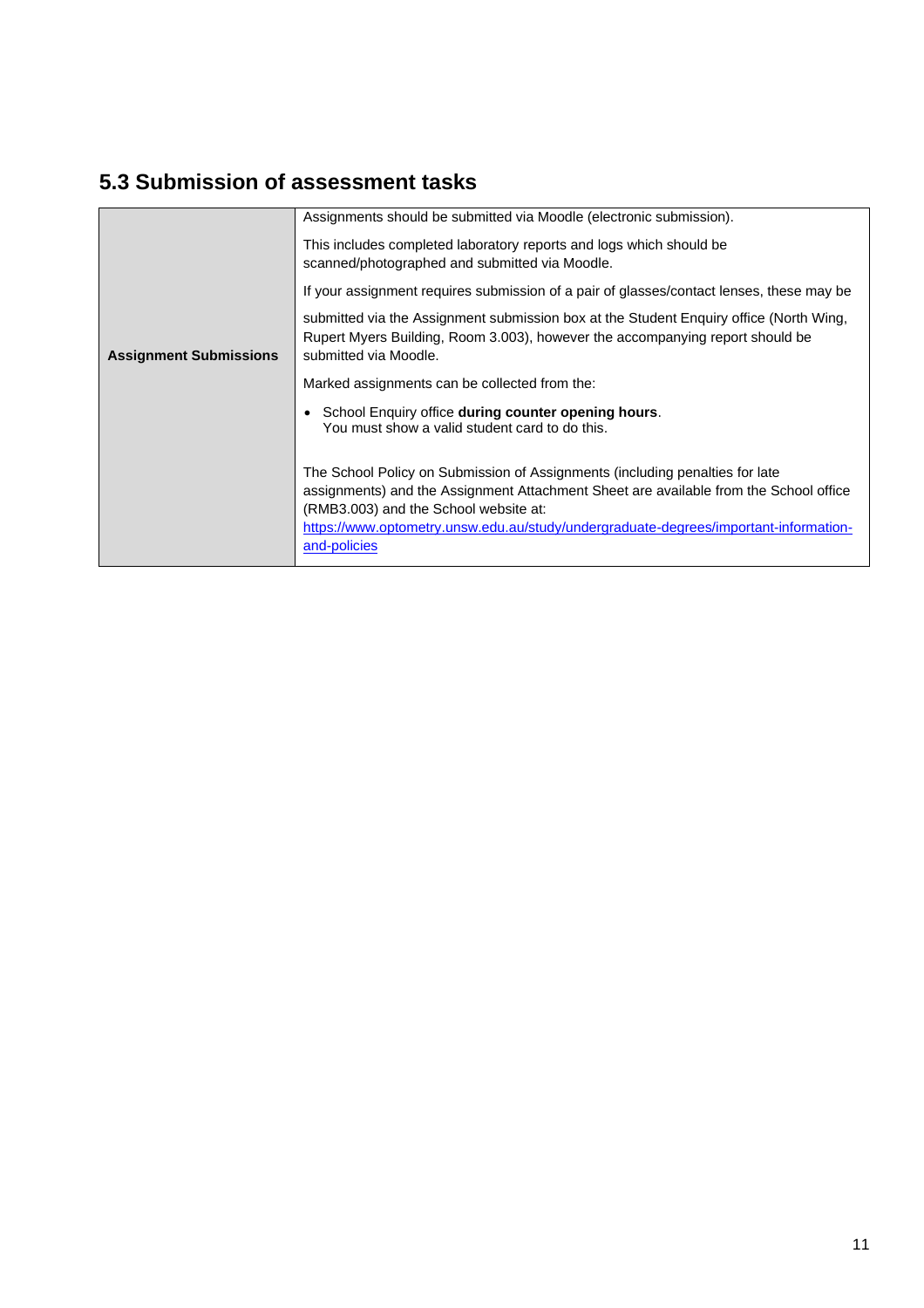## 5.3 Submission of assessment tasks

| | |
|---|---|
| **Assignment Submissions** | Assignments should be submitted via Moodle (electronic submission).<br><br>This includes completed laboratory reports and logs which should be scanned/photographed and submitted via Moodle.<br><br>If your assignment requires submission of a pair of glasses/contact lenses, these may be<br><br>submitted via the Assignment submission box at the Student Enquiry office (North Wing, Rupert Myers Building, Room 3.003), however the accompanying report should be submitted via Moodle.<br><br>Marked assignments can be collected from the:<br><br>• School Enquiry office **during counter opening hours**. You must show a valid student card to do this.<br><br>The School Policy on Submission of Assignments (including penalties for late assignments) and the Assignment Attachment Sheet are available from the School office (RMB3.003) and the School website at: [https://www.optometry.unsw.edu.au/study/undergraduate-degrees/important-information-and-policies](https://www.optometry.unsw.edu.au/study/undergraduate-degrees/important-information-and-policies) |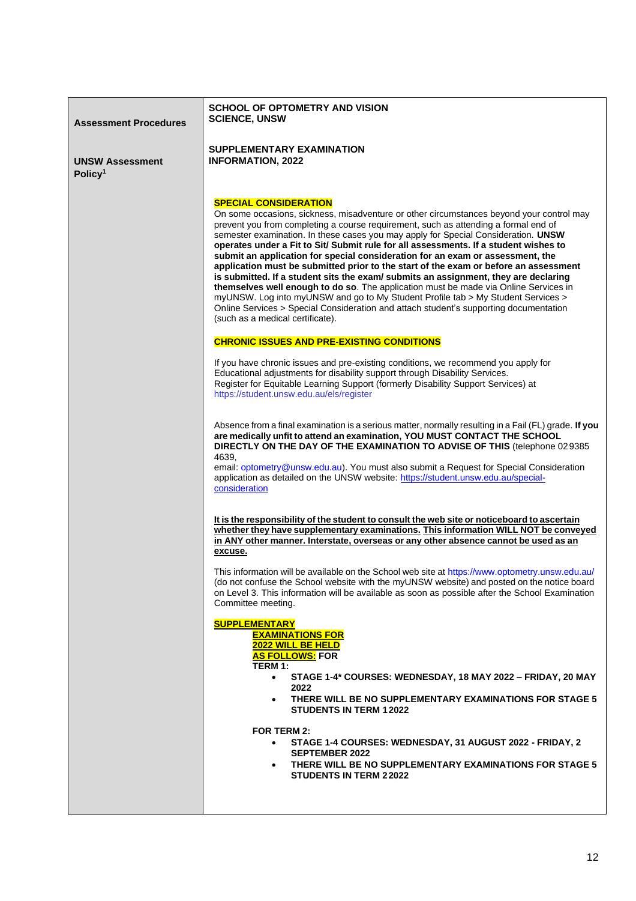| Assessment Procedures<br><br>UNSW Assessment Policy[1] | **SCHOOL OF OPTOMETRY AND VISION SCIENCE, UNSW**<br><br>**SUPPLEMENTARY EXAMINATION INFORMATION, 2022** |
| --- | --- |

**SPECIAL CONSIDERATION**

On some occasions, sickness, misadventure or other circumstances beyond your control may prevent you from completing a course requirement, such as attending a formal end of semester examination. In these cases you may apply for Special Consideration. **UNSW operates under a Fit to Sit/ Submit rule for all assessments. If a student wishes to submit an application for special consideration for an exam or assessment, the application must be submitted prior to the start of the exam or before an assessment is submitted. If a student sits the exam/ submits an assignment, they are declaring themselves well enough to do so**. The application must be made via Online Services in myUNSW. Log into myUNSW and go to My Student Profile tab > My Student Services > Online Services > Special Consideration and attach student's supporting documentation (such as a medical certificate).

**CHRONIC ISSUES AND PRE-EXISTING CONDITIONS**

If you have chronic issues and pre-existing conditions, we recommend you apply for Educational adjustments for disability support through Disability Services.
Register for Equitable Learning Support (formerly Disability Support Services) at https://student.unsw.edu.au/els/register

Absence from a final examination is a serious matter, normally resulting in a Fail (FL) grade. **If you are medically unfit to attend an examination, YOU MUST CONTACT THE SCHOOL DIRECTLY ON THE DAY OF THE EXAMINATION TO ADVISE OF THIS** (telephone 02 9385 4639,
email: optometry@unsw.edu.au). You must also submit a Request for Special Consideration application as detailed on the UNSW website: https://student.unsw.edu.au/special-consideration

**It is the responsibility of the student to consult the web site or noticeboard to ascertain whether they have supplementary examinations. This information WILL NOT be conveyed in ANY other manner. Interstate, overseas or any other absence cannot be used as an excuse.**

This information will be available on the School web site at https://www.optometry.unsw.edu.au/ (do not confuse the School website with the myUNSW website) and posted on the notice board on Level 3. This information will be available as soon as possible after the School Examination Committee meeting.

**SUPPLEMENTARY EXAMINATIONS FOR 2022 WILL BE HELD AS FOLLOWS:**

**FOR TERM 1:**

- **STAGE 1-4* COURSES: WEDNESDAY, 18 MAY 2022 – FRIDAY, 20 MAY 2022**
- **THERE WILL BE NO SUPPLEMENTARY EXAMINATIONS FOR STAGE 5 STUDENTS IN TERM 1 2022**

**FOR TERM 2:**

- **STAGE 1-4 COURSES: WEDNESDAY, 31 AUGUST 2022 - FRIDAY, 2 SEPTEMBER 2022**
- **THERE WILL BE NO SUPPLEMENTARY EXAMINATIONS FOR STAGE 5 STUDENTS IN TERM 2 2022**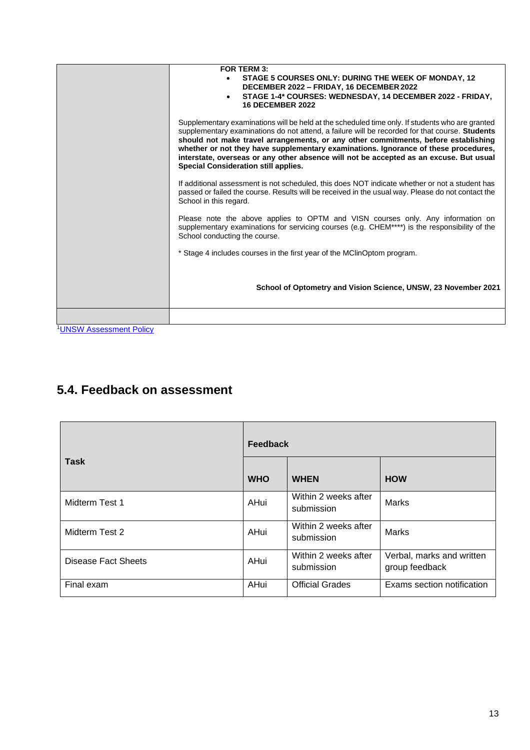| | FOR TERM 3:<br>• STAGE 5 COURSES ONLY: DURING THE WEEK OF MONDAY, 12 DECEMBER 2022 – FRIDAY, 16 DECEMBER 2022<br>• STAGE 1-4* COURSES: WEDNESDAY, 14 DECEMBER 2022 - FRIDAY, 16 DECEMBER 2022<br><br>Supplementary examinations will be held at the scheduled time only. If students who are granted supplementary examinations do not attend, a failure will be recorded for that course. **Students should not make travel arrangements, or any other commitments, before establishing whether or not they have supplementary examinations. Ignorance of these procedures, interstate, overseas or any other absence will not be accepted as an excuse. But usual Special Consideration still applies.**<br><br>If additional assessment is not scheduled, this does NOT indicate whether or not a student has passed or failed the course. Results will be received in the usual way. Please do not contact the School in this regard.<br><br>Please note the above applies to OPTM and VISN courses only. Any information on supplementary examinations for servicing courses (e.g. CHEM****) is the responsibility of the School conducting the course.<br><br>* Stage 4 includes courses in the first year of the MClinOptom program.<br><br>**School of Optometry and Vision Science, UNSW, 23 November 2021** |
|---|---|
| | |

[1] UNSW Assessment Policy

## 5.4. Feedback on assessment

| Task | Feedback | | |
|---|---|---|---|
| | **WHO** | **WHEN** | **HOW** |
| Midterm Test 1 | AHui | Within 2 weeks after submission | Marks |
| Midterm Test 2 | AHui | Within 2 weeks after submission | Marks |
| Disease Fact Sheets | AHui | Within 2 weeks after submission | Verbal, marks and written group feedback |
| Final exam | AHui | Official Grades | Exams section notification |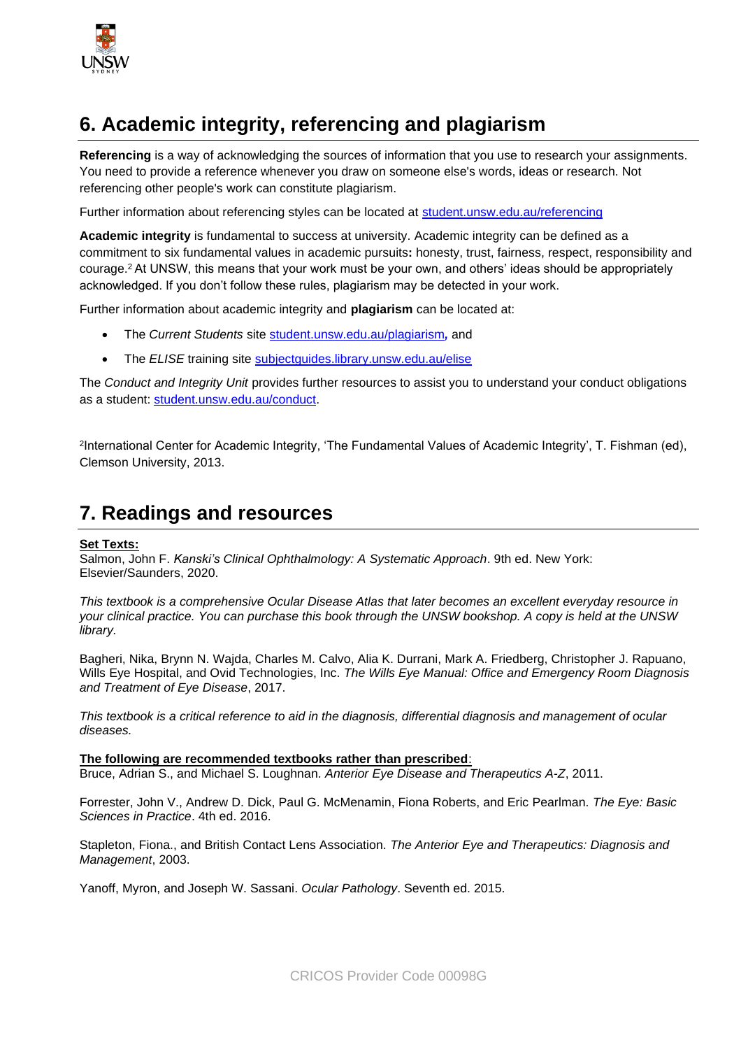## 6. Academic integrity, referencing and plagiarism

**Referencing** is a way of acknowledging the sources of information that you use to research your assignments. You need to provide a reference whenever you draw on someone else's words, ideas or research. Not referencing other people's work can constitute plagiarism.

Further information about referencing styles can be located at [student.unsw.edu.au/referencing](student.unsw.edu.au/referencing)

**Academic integrity** is fundamental to success at university. Academic integrity can be defined as a commitment to six fundamental values in academic pursuits**:** honesty, trust, fairness, respect, responsibility and courage.[2] At UNSW, this means that your work must be your own, and others' ideas should be appropriately acknowledged. If you don't follow these rules, plagiarism may be detected in your work.

Further information about academic integrity and **plagiarism** can be located at:

- The *Current Students* site [student.unsw.edu.au/plagiarism](student.unsw.edu.au/plagiarism)**,** and
- The *ELISE* training site [subjectguides.library.unsw.edu.au/elise](subjectguides.library.unsw.edu.au/elise)

The *Conduct and Integrity Unit* provides further resources to assist you to understand your conduct obligations as a student: [student.unsw.edu.au/conduct](student.unsw.edu.au/conduct).

[2]International Center for Academic Integrity, 'The Fundamental Values of Academic Integrity', T. Fishman (ed), Clemson University, 2013.

## 7. Readings and resources

**Set Texts:**
Salmon, John F. *Kanski's Clinical Ophthalmology: A Systematic Approach*. 9th ed. New York: Elsevier/Saunders, 2020.

*This textbook is a comprehensive Ocular Disease Atlas that later becomes an excellent everyday resource in your clinical practice. You can purchase this book through the UNSW bookshop. A copy is held at the UNSW library.*

Bagheri, Nika, Brynn N. Wajda, Charles M. Calvo, Alia K. Durrani, Mark A. Friedberg, Christopher J. Rapuano, Wills Eye Hospital, and Ovid Technologies, Inc. *The Wills Eye Manual: Office and Emergency Room Diagnosis and Treatment of Eye Disease*, 2017.

*This textbook is a critical reference to aid in the diagnosis, differential diagnosis and management of ocular diseases.*

**The following are recommended textbooks rather than prescribed**:
Bruce, Adrian S., and Michael S. Loughnan. *Anterior Eye Disease and Therapeutics A-Z*, 2011.

Forrester, John V., Andrew D. Dick, Paul G. McMenamin, Fiona Roberts, and Eric Pearlman. *The Eye: Basic Sciences in Practice*. 4th ed. 2016.

Stapleton, Fiona., and British Contact Lens Association. *The Anterior Eye and Therapeutics: Diagnosis and Management*, 2003.

Yanoff, Myron, and Joseph W. Sassani. *Ocular Pathology*. Seventh ed. 2015.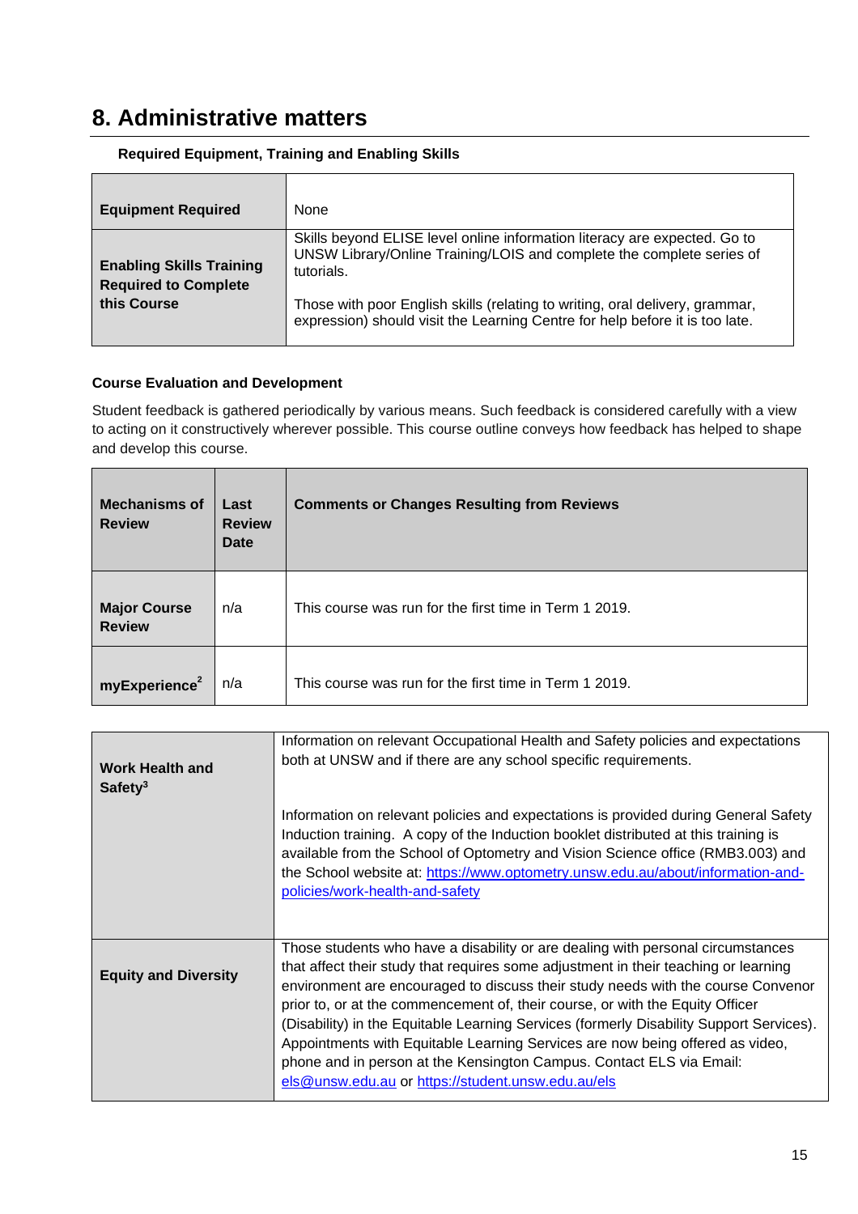# 8. Administrative matters

**Required Equipment, Training and Enabling Skills**

| | |
|---|---|
| **Equipment Required** | None |
| **Enabling Skills Training Required to Complete this Course** | Skills beyond ELISE level online information literacy are expected. Go to UNSW Library/Online Training/LOIS and complete the complete series of tutorials.<br><br>Those with poor English skills (relating to writing, oral delivery, grammar, expression) should visit the Learning Centre for help before it is too late. |

**Course Evaluation and Development**

Student feedback is gathered periodically by various means. Such feedback is considered carefully with a view to acting on it constructively wherever possible. This course outline conveys how feedback has helped to shape and develop this course.

| Mechanisms of Review | Last Review Date | Comments or Changes Resulting from Reviews |
|---|---|---|
| **Major Course Review** | n/a | This course was run for the first time in Term 1 2019. |
| **myExperience**[2] | n/a | This course was run for the first time in Term 1 2019. |

| | |
|---|---|
| **Work Health and Safety**[3] | Information on relevant Occupational Health and Safety policies and expectations both at UNSW and if there are any school specific requirements.<br><br>Information on relevant policies and expectations is provided during General Safety Induction training. A copy of the Induction booklet distributed at this training is available from the School of Optometry and Vision Science office (RMB3.003) and the School website at: https://www.optometry.unsw.edu.au/about/information-and-policies/work-health-and-safety |
| **Equity and Diversity** | Those students who have a disability or are dealing with personal circumstances that affect their study that requires some adjustment in their teaching or learning environment are encouraged to discuss their study needs with the course Convenor prior to, or at the commencement of, their course, or with the Equity Officer (Disability) in the Equitable Learning Services (formerly Disability Support Services). Appointments with Equitable Learning Services are now being offered as video, phone and in person at the Kensington Campus. Contact ELS via Email: els@unsw.edu.au or https://student.unsw.edu.au/els |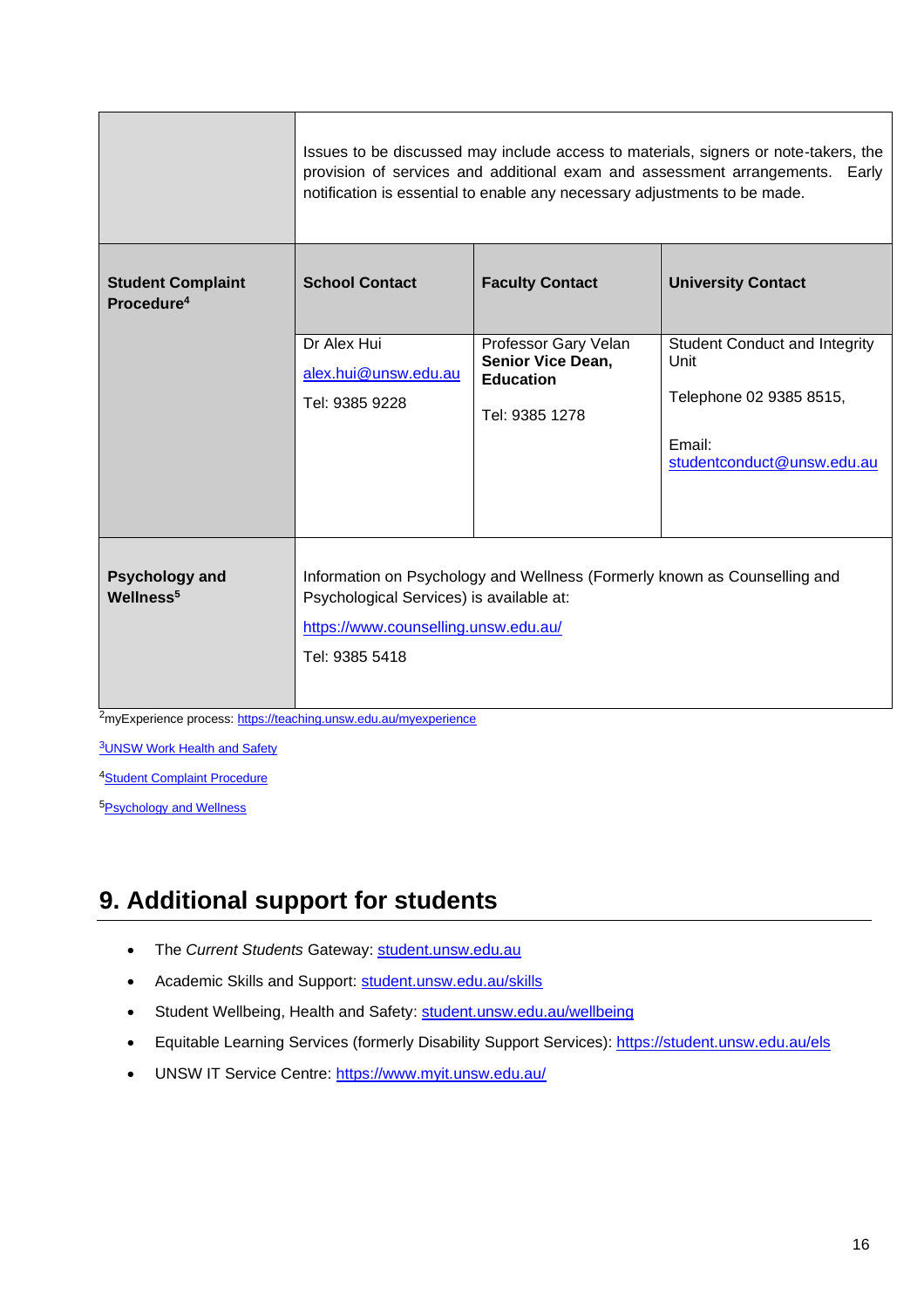| | | | |
|---|---|---|---|
| | Issues to be discussed may include access to materials, signers or note-takers, the provision of services and additional exam and assessment arrangements. Early notification is essential to enable any necessary adjustments to be made. | | |
| **Student Complaint Procedure**[4] | **School Contact** | **Faculty Contact** | **University Contact** |
| | Dr Alex Hui<br>alex.hui@unsw.edu.au<br>Tel: 9385 9228 | Professor Gary Velan<br>**Senior Vice Dean, Education**<br>Tel: 9385 1278 | Student Conduct and Integrity Unit<br>Telephone 02 9385 8515,<br>Email: studentconduct@unsw.edu.au |
| **Psychology and Wellness**[5] | Information on Psychology and Wellness (Formerly known as Counselling and Psychological Services) is available at:<br>https://www.counselling.unsw.edu.au/<br>Tel: 9385 5418 | | |

[2]myExperience process: https://teaching.unsw.edu.au/myexperience

[3]UNSW Work Health and Safety

[4]Student Complaint Procedure

[5]Psychology and Wellness

## 9. Additional support for students

- The *Current Students* Gateway: student.unsw.edu.au
- Academic Skills and Support: student.unsw.edu.au/skills
- Student Wellbeing, Health and Safety: student.unsw.edu.au/wellbeing
- Equitable Learning Services (formerly Disability Support Services): https://student.unsw.edu.au/els
- UNSW IT Service Centre: https://www.myit.unsw.edu.au/